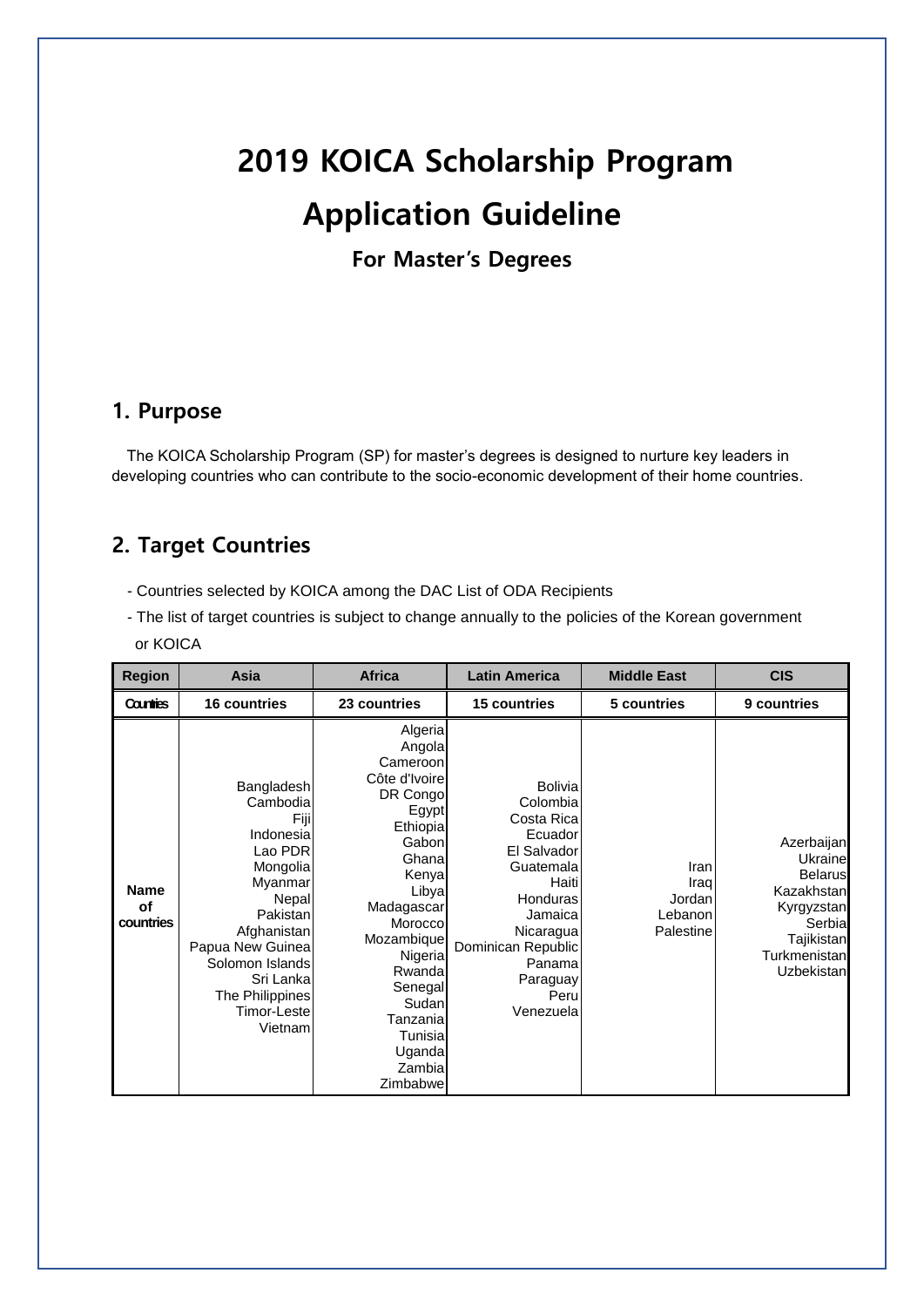# 2019 KOICA Scholarship Program

# Application Guideline

### For Master's Degrees

## 1. Purpose

The KOICA Scholarship Program (SP) for master's degrees is designed to nurture key leaders in developing countries who can contribute to the socio-economic development of their home countries.

## 2. Target Countries

- Countries selected by KOICA among the DAC List of ODA Recipients
- The list of target countries is subject to change annually to the policies of the Korean government or KOICA

| Region | Asia | Africa | Latin America | Middle East | CIS |
|---|---|---|---|---|---|
| Counties | 16 countries | 23 countries | 15 countries | 5 countries | 9 countries |
| Name of countries | Bangladesh<br>Cambodia<br>Fiji<br>Indonesia<br>Lao PDR<br>Mongolia<br>Myanmar<br>Nepal<br>Pakistan<br>Afghanistan<br>Papua New Guinea<br>Solomon Islands<br>Sri Lanka<br>The Philippines<br>Timor-Leste<br>Vietnam | Algeria<br>Angola<br>Cameroon<br>Côte d'Ivoire<br>DR Congo<br>Egypt<br>Ethiopia<br>Gabon<br>Ghana<br>Kenya<br>Libya<br>Madagascar<br>Morocco<br>Mozambique<br>Nigeria<br>Rwanda<br>Senegal<br>Sudan<br>Tanzania<br>Tunisia<br>Uganda<br>Zambia<br>Zimbabwe | Bolivia<br>Colombia<br>Costa Rica<br>Ecuador<br>El Salvador<br>Guatemala<br>Haiti<br>Honduras<br>Jamaica<br>Nicaragua<br>Dominican Republic<br>Panama<br>Paraguay<br>Peru<br>Venezuela | Iran<br>Iraq<br>Jordan<br>Lebanon<br>Palestine | Azerbaijan<br>Ukraine<br>Belarus<br>Kazakhstan<br>Kyrgyzstan<br>Serbia<br>Tajikistan<br>Turkmenistan<br>Uzbekistan |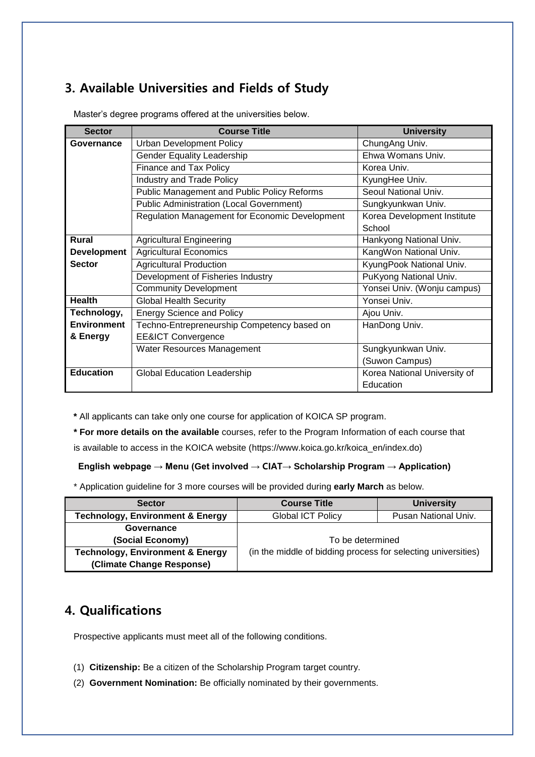## 3. Available Universities and Fields of Study

Master's degree programs offered at the universities below.

| Sector | Course Title | University |
|---|---|---|
| **Governance** | Urban Development Policy | ChungAng Univ. |
| | Gender Equality Leadership | Ehwa Womans Univ. |
| | Finance and Tax Policy | Korea Univ. |
| | Industry and Trade Policy | KyungHee Univ. |
| | Public Management and Public Policy Reforms | Seoul National Univ. |
| | Public Administration (Local Government) | Sungkyunkwan Univ. |
| | Regulation Management for Economic Development | Korea Development Institute School |
| **Rural Development Sector** | Agricultural Engineering | Hankyong National Univ. |
| | Agricultural Economics | KangWon National Univ. |
| | Agricultural Production | KyungPook National Univ. |
| | Development of Fisheries Industry | PuKyong National Univ. |
| | Community Development | Yonsei Univ. (Wonju campus) |
| **Health** | Global Health Security | Yonsei Univ. |
| **Technology, Environment & Energy** | Energy Science and Policy | Ajou Univ. |
| | Techno-Entrepreneurship Competency based on EE&ICT Convergence | HanDong Univ. |
| | Water Resources Management | Sungkyunkwan Univ. (Suwon Campus) |
| **Education** | Global Education Leadership | Korea National University of Education |

**\*** All applicants can take only one course for application of KOICA SP program.

**\* For more details on the available** courses, refer to the Program Information of each course that is available to access in the KOICA website (https://www.koica.go.kr/koica_en/index.do)

**English webpage → Menu (Get involved → CIAT→ Scholarship Program → Application)**

\* Application guideline for 3 more courses will be provided during **early March** as below.

| Sector | Course Title | University |
|---|---|---|
| **Technology, Environment & Energy** | Global ICT Policy | Pusan National Univ. |
| **Governance (Social Economy)** | To be determined (in the middle of bidding process for selecting universities) | |
| **Technology, Environment & Energy (Climate Change Response)** | | |

## 4. Qualifications

Prospective applicants must meet all of the following conditions.

(1) **Citizenship:** Be a citizen of the Scholarship Program target country.

(2) **Government Nomination:** Be officially nominated by their governments.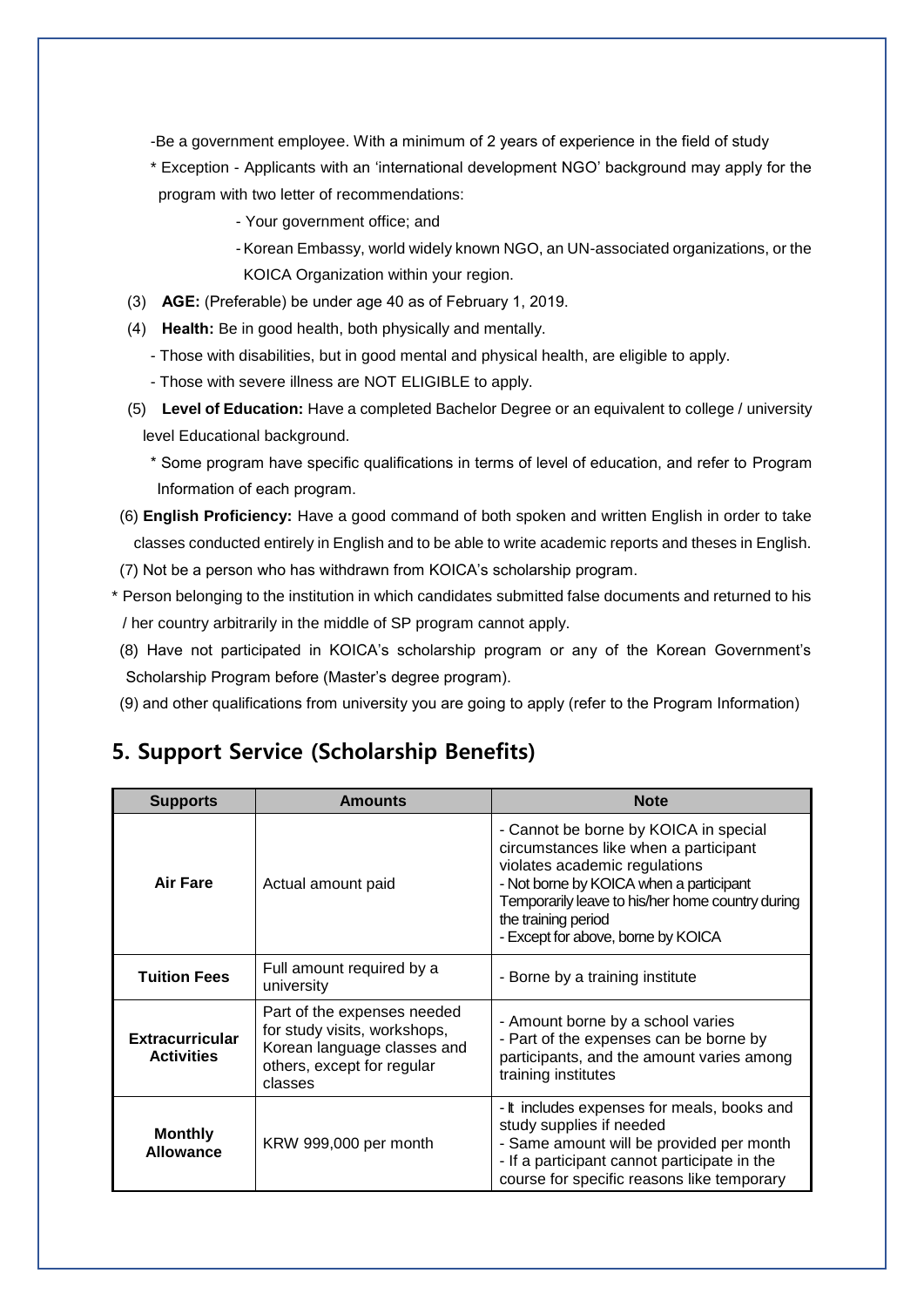-Be a government employee. With a minimum of 2 years of experience in the field of study

\* Exception - Applicants with an 'international development NGO' background may apply for the program with two letter of recommendations:

- Your government office; and
- Korean Embassy, world widely known NGO, an UN-associated organizations, or the KOICA Organization within your region.

(3) **AGE:** (Preferable) be under age 40 as of February 1, 2019.

(4) **Health:** Be in good health, both physically and mentally.

- Those with disabilities, but in good mental and physical health, are eligible to apply.
- Those with severe illness are NOT ELIGIBLE to apply.

(5) **Level of Education:** Have a completed Bachelor Degree or an equivalent to college / university level Educational background.

\* Some program have specific qualifications in terms of level of education, and refer to Program Information of each program.

(6) **English Proficiency:** Have a good command of both spoken and written English in order to take classes conducted entirely in English and to be able to write academic reports and theses in English.

(7) Not be a person who has withdrawn from KOICA's scholarship program.

\* Person belonging to the institution in which candidates submitted false documents and returned to his / her country arbitrarily in the middle of SP program cannot apply.

(8) Have not participated in KOICA's scholarship program or any of the Korean Government's Scholarship Program before (Master's degree program).

(9) and other qualifications from university you are going to apply (refer to the Program Information)

## 5. Support Service (Scholarship Benefits)

| Supports | Amounts | Note |
|---|---|---|
| **Air Fare** | Actual amount paid | - Cannot be borne by KOICA in special circumstances like when a participant violates academic regulations<br>- Not borne by KOICA when a participant Temporarily leave to his/her home country during the training period<br>- Except for above, borne by KOICA |
| **Tuition Fees** | Full amount required by a university | - Borne by a training institute |
| **Extracurricular Activities** | Part of the expenses needed for study visits, workshops, Korean language classes and others, except for regular classes | - Amount borne by a school varies<br>- Part of the expenses can be borne by participants, and the amount varies among training institutes |
| **Monthly Allowance** | KRW 999,000 per month | - It includes expenses for meals, books and study supplies if needed<br>- Same amount will be provided per month<br>- If a participant cannot participate in the course for specific reasons like temporary |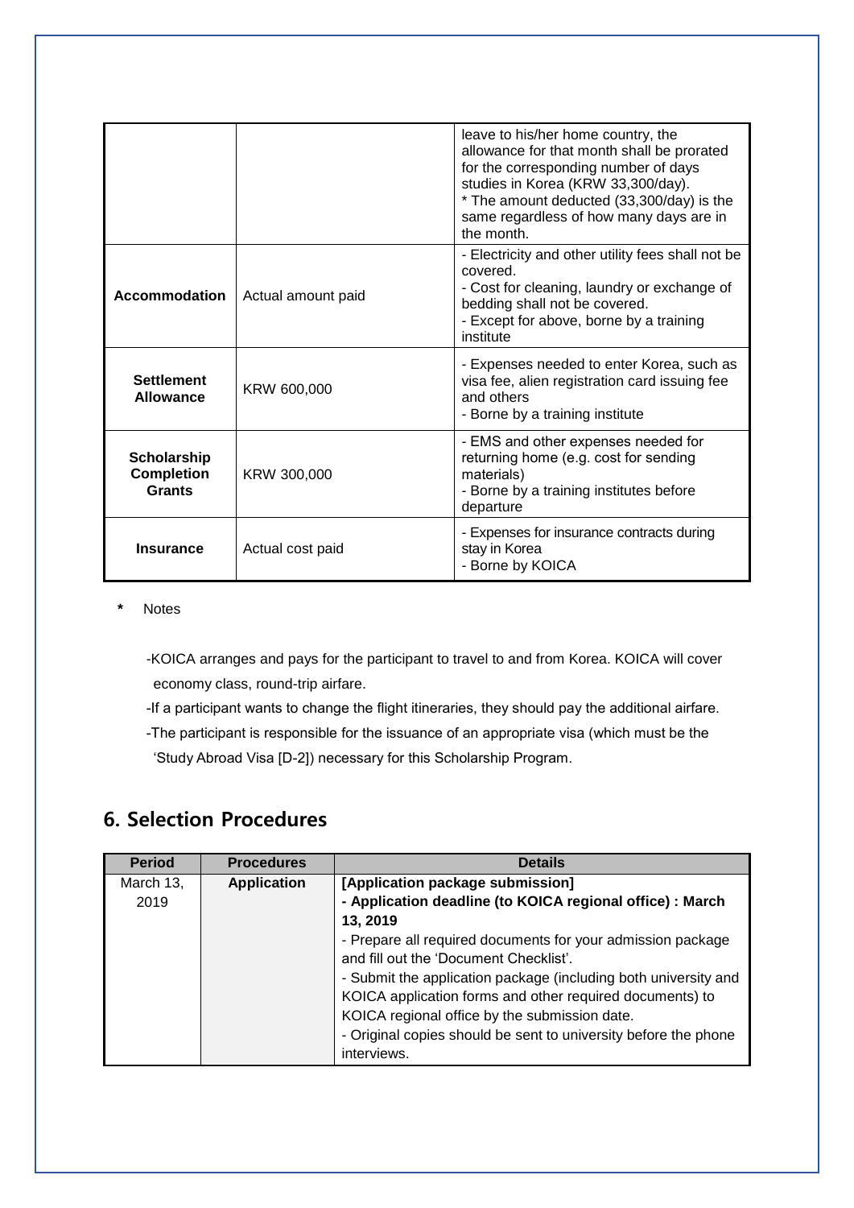| | | |
|---|---|---|
| | | leave to his/her home country, the allowance for that month shall be prorated for the corresponding number of days studies in Korea (KRW 33,300/day).<br>* The amount deducted (33,300/day) is the same regardless of how many days are in the month. |
| **Accommodation** | Actual amount paid | - Electricity and other utility fees shall not be covered.<br>- Cost for cleaning, laundry or exchange of bedding shall not be covered.<br>- Except for above, borne by a training institute |
| **Settlement Allowance** | KRW 600,000 | - Expenses needed to enter Korea, such as visa fee, alien registration card issuing fee and others<br>- Borne by a training institute |
| **Scholarship Completion Grants** | KRW 300,000 | - EMS and other expenses needed for returning home (e.g. cost for sending materials)<br>- Borne by a training institutes before departure |
| **Insurance** | Actual cost paid | - Expenses for insurance contracts during stay in Korea<br>- Borne by KOICA |

**\*** Notes

-KOICA arranges and pays for the participant to travel to and from Korea. KOICA will cover economy class, round-trip airfare.

-If a participant wants to change the flight itineraries, they should pay the additional airfare.

-The participant is responsible for the issuance of an appropriate visa (which must be the 'Study Abroad Visa [D-2]) necessary for this Scholarship Program.

## 6. Selection Procedures

| Period | Procedures | Details |
|---|---|---|
| March 13, 2019 | **Application** | **[Application package submission]**<br>**- Application deadline (to KOICA regional office) : March 13, 2019**<br>- Prepare all required documents for your admission package and fill out the 'Document Checklist'.<br>- Submit the application package (including both university and KOICA application forms and other required documents) to KOICA regional office by the submission date.<br>- Original copies should be sent to university before the phone interviews. |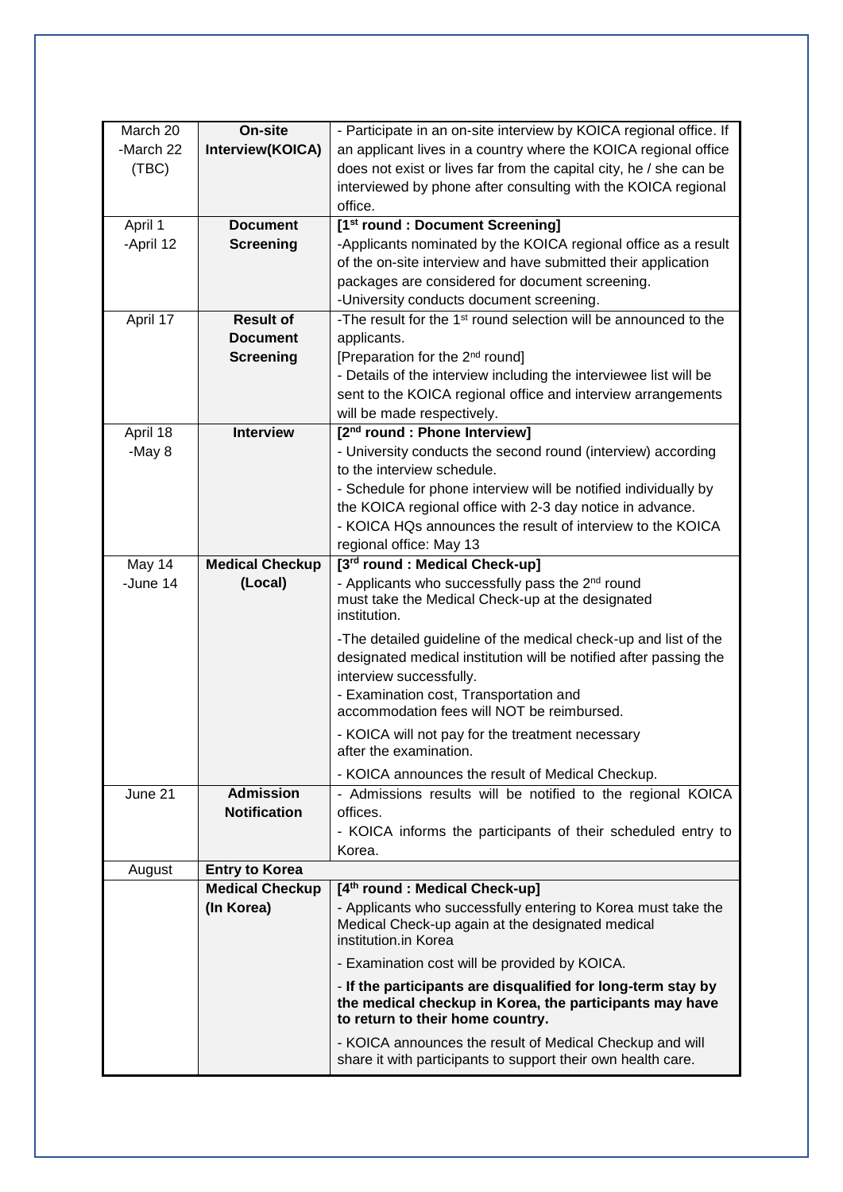| | | |
|---|---|---|
| March 20 -March 22 (TBC) | **On-site Interview(KOICA)** | - Participate in an on-site interview by KOICA regional office. If an applicant lives in a country where the KOICA regional office does not exist or lives far from the capital city, he / she can be interviewed by phone after consulting with the KOICA regional office. |
| April 1 -April 12 | **Document Screening** | **[1st round : Document Screening]**<br>-Applicants nominated by the KOICA regional office as a result of the on-site interview and have submitted their application packages are considered for document screening.<br>-University conducts document screening. |
| April 17 | **Result of Document Screening** | -The result for the 1st round selection will be announced to the applicants.<br>[Preparation for the 2nd round]<br>- Details of the interview including the interviewee list will be sent to the KOICA regional office and interview arrangements will be made respectively. |
| April 18 -May 8 | **Interview** | **[2nd round : Phone Interview]**<br>- University conducts the second round (interview) according to the interview schedule.<br>- Schedule for phone interview will be notified individually by the KOICA regional office with 2-3 day notice in advance.<br>- KOICA HQs announces the result of interview to the KOICA regional office: May 13 |
| May 14 -June 14 | **Medical Checkup (Local)** | **[3rd round : Medical Check-up]**<br>- Applicants who successfully pass the 2nd round must take the Medical Check-up at the designated institution.<br>-The detailed guideline of the medical check-up and list of the designated medical institution will be notified after passing the interview successfully.<br>- Examination cost, Transportation and accommodation fees will NOT be reimbursed.<br>- KOICA will not pay for the treatment necessary after the examination.<br>- KOICA announces the result of Medical Checkup. |
| June 21 | **Admission Notification** | - Admissions results will be notified to the regional KOICA offices.<br>- KOICA informs the participants of their scheduled entry to Korea. |
| August | **Entry to Korea** | |
| | **Medical Checkup (In Korea)** | **[4th round : Medical Check-up]**<br>- Applicants who successfully entering to Korea must take the Medical Check-up again at the designated medical institution.in Korea<br>- Examination cost will be provided by KOICA.<br>- **If the participants are disqualified for long-term stay by the medical checkup in Korea, the participants may have to return to their home country.**<br>- KOICA announces the result of Medical Checkup and will share it with participants to support their own health care. |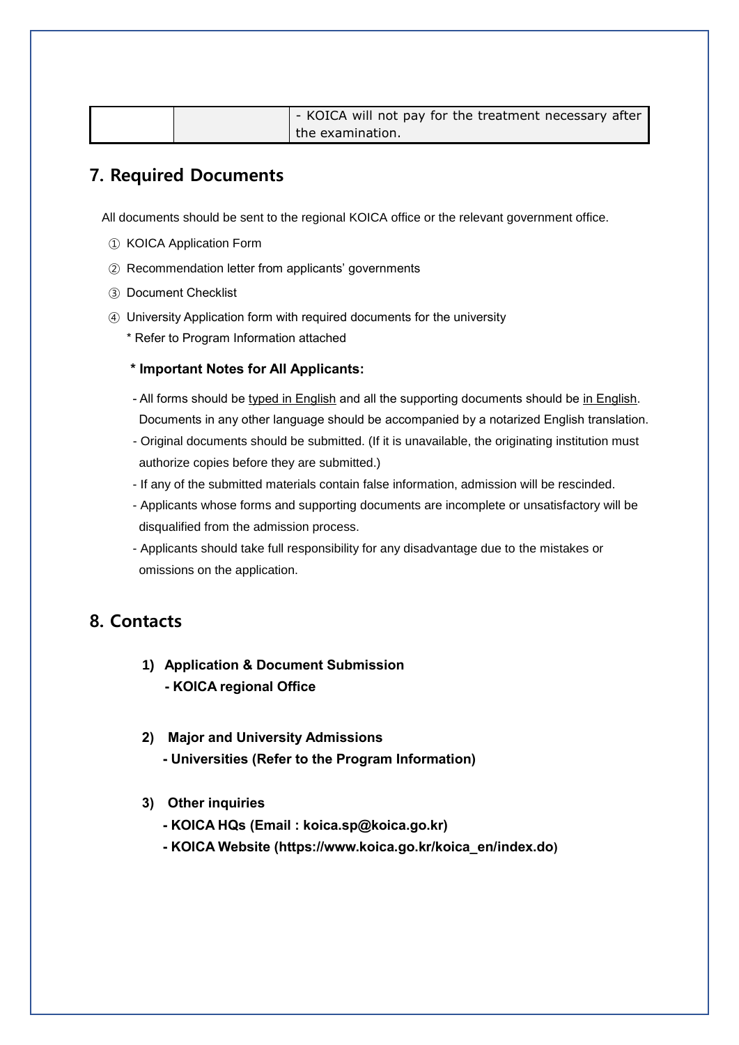| | | |
|---|---|---|
| | | - KOICA will not pay for the treatment necessary after the examination. |

## 7. Required Documents

All documents should be sent to the regional KOICA office or the relevant government office.

① KOICA Application Form

② Recommendation letter from applicants' governments

③ Document Checklist

④ University Application form with required documents for the university

\* Refer to Program Information attached

**\* Important Notes for All Applicants:**

- All forms should be typed in English and all the supporting documents should be in English. Documents in any other language should be accompanied by a notarized English translation.
- Original documents should be submitted. (If it is unavailable, the originating institution must authorize copies before they are submitted.)
- If any of the submitted materials contain false information, admission will be rescinded.
- Applicants whose forms and supporting documents are incomplete or unsatisfactory will be disqualified from the admission process.
- Applicants should take full responsibility for any disadvantage due to the mistakes or omissions on the application.

## 8. Contacts

**1) Application & Document Submission**

**- KOICA regional Office**

**2) Major and University Admissions**

**- Universities (Refer to the Program Information)**

**3) Other inquiries**

**- KOICA HQs (Email : koica.sp@koica.go.kr)**

**- KOICA Website (https://www.koica.go.kr/koica_en/index.do)**